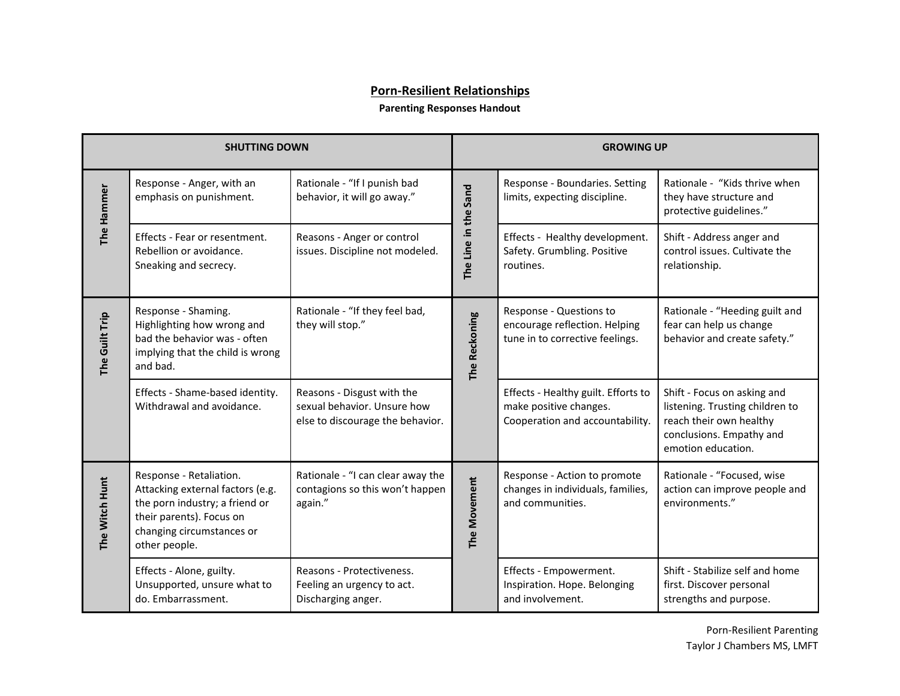# Porn-Resilient Relationships

**Parenting Responses Handout**

| SHUTTING DOWN | | | GROWING UP | | |
|---|---|---|---|---|---|
| **The Hammer** | Response - Anger, with an emphasis on punishment. | Rationale - "If I punish bad behavior, it will go away." | **The Line in the Sand** | Response - Boundaries. Setting limits, expecting discipline. | Rationale - "Kids thrive when they have structure and protective guidelines." |
| | Effects - Fear or resentment. Rebellion or avoidance. Sneaking and secrecy. | Reasons - Anger or control issues. Discipline not modeled. | | Effects - Healthy development. Safety. Grumbling. Positive routines. | Shift - Address anger and control issues. Cultivate the relationship. |
| **The Guilt Trip** | Response - Shaming. Highlighting how wrong and bad the behavior was - often implying that the child is wrong and bad. | Rationale - "If they feel bad, they will stop." | **The Reckoning** | Response - Questions to encourage reflection. Helping tune in to corrective feelings. | Rationale - "Heeding guilt and fear can help us change behavior and create safety." |
| | Effects - Shame-based identity. Withdrawal and avoidance. | Reasons - Disgust with the sexual behavior. Unsure how else to discourage the behavior. | | Effects - Healthy guilt. Efforts to make positive changes. Cooperation and accountability. | Shift - Focus on asking and listening. Trusting children to reach their own healthy conclusions. Empathy and emotion education. |
| **The Witch Hunt** | Response - Retaliation. Attacking external factors (e.g. the porn industry; a friend or their parents). Focus on changing circumstances or other people. | Rationale - "I can clear away the contagions so this won't happen again." | **The Movement** | Response - Action to promote changes in individuals, families, and communities. | Rationale - "Focused, wise action can improve people and environments." |
| | Effects - Alone, guilty. Unsupported, unsure what to do. Embarrassment. | Reasons - Protectiveness. Feeling an urgency to act. Discharging anger. | | Effects - Empowerment. Inspiration. Hope. Belonging and involvement. | Shift - Stabilize self and home first. Discover personal strengths and purpose. |

Porn-Resilient Parenting
Taylor J Chambers MS, LMFT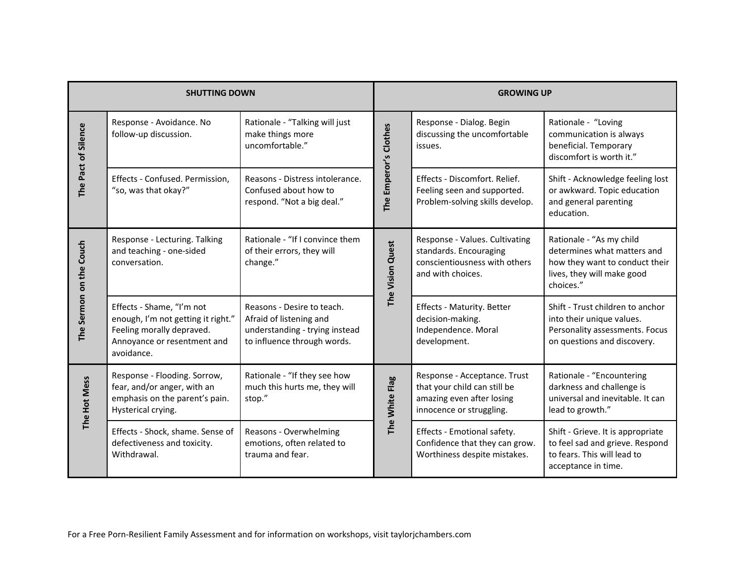| SHUTTING DOWN | | | GROWING UP | | |
|---|---|---|---|---|---|
| The Pact of Silence | Response - Avoidance. No follow-up discussion. | Rationale - "Talking will just make things more uncomfortable." | The Emperor's Clothes | Response - Dialog. Begin discussing the uncomfortable issues. | Rationale - "Loving communication is always beneficial. Temporary discomfort is worth it." |
| | Effects - Confused. Permission, "so, was that okay?" | Reasons - Distress intolerance. Confused about how to respond. "Not a big deal." | | Effects - Discomfort. Relief. Feeling seen and supported. Problem-solving skills develop. | Shift - Acknowledge feeling lost or awkward. Topic education and general parenting education. |
| The Sermon on the Couch | Response - Lecturing. Talking and teaching - one-sided conversation. | Rationale - "If I convince them of their errors, they will change." | The Vision Quest | Response - Values. Cultivating standards. Encouraging conscientiousness with others and with choices. | Rationale - "As my child determines what matters and how they want to conduct their lives, they will make good choices." |
| | Effects - Shame, "I'm not enough, I'm not getting it right." Feeling morally depraved. Annoyance or resentment and avoidance. | Reasons - Desire to teach. Afraid of listening and understanding - trying instead to influence through words. | | Effects - Maturity. Better decision-making. Independence. Moral development. | Shift - Trust children to anchor into their unique values. Personality assessments. Focus on questions and discovery. |
| The Hot Mess | Response - Flooding. Sorrow, fear, and/or anger, with an emphasis on the parent's pain. Hysterical crying. | Rationale - "If they see how much this hurts me, they will stop." | The White Flag | Response - Acceptance. Trust that your child can still be amazing even after losing innocence or struggling. | Rationale - "Encountering darkness and challenge is universal and inevitable. It can lead to growth." |
| | Effects - Shock, shame. Sense of defectiveness and toxicity. Withdrawal. | Reasons - Overwhelming emotions, often related to trauma and fear. | | Effects - Emotional safety. Confidence that they can grow. Worthiness despite mistakes. | Shift - Grieve. It is appropriate to feel sad and grieve. Respond to fears. This will lead to acceptance in time. |

For a Free Porn-Resilient Family Assessment and for information on workshops, visit taylorjchambers.com